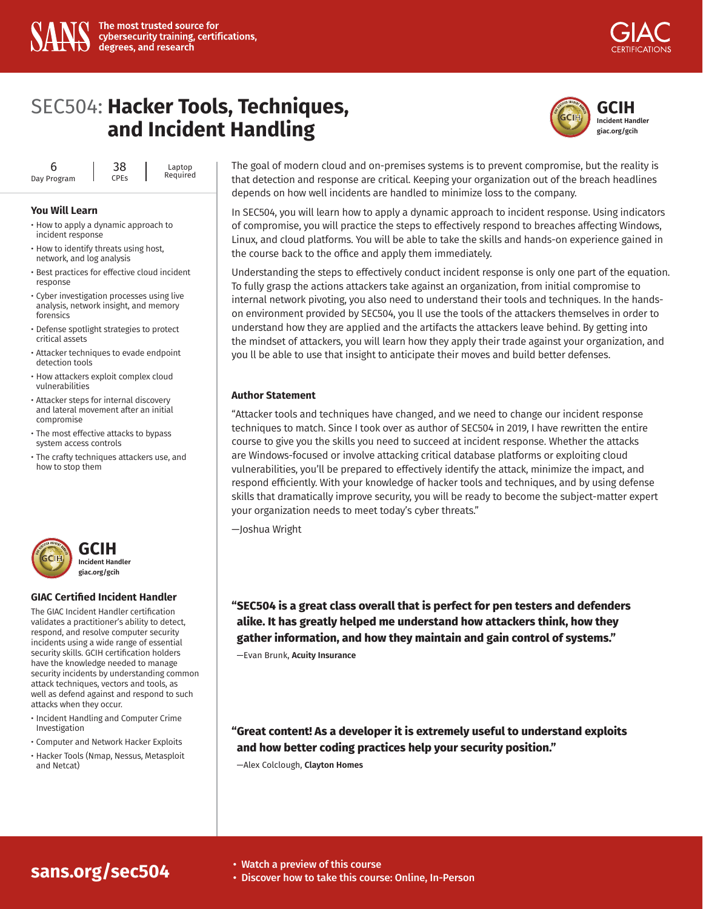SANS — The most trusted source for cybersecurity training, certifications, degrees, and research

GIAC CERTIFICATIONS

# SEC504: **Hacker Tools, Techniques, and Incident Handling**

**GCIH** Incident Handler giac.org/gcih

| 6 Day Program | 38 CPEs | Laptop Required |
|---|---|---|

### You Will Learn

- How to apply a dynamic approach to incident response
- How to identify threats using host, network, and log analysis
- Best practices for effective cloud incident response
- Cyber investigation processes using live analysis, network insight, and memory forensics
- Defense spotlight strategies to protect critical assets
- Attacker techniques to evade endpoint detection tools
- How attackers exploit complex cloud vulnerabilities
- Attacker steps for internal discovery and lateral movement after an initial compromise
- The most effective attacks to bypass system access controls
- The crafty techniques attackers use, and how to stop them

**GCIH** Incident Handler giac.org/gcih

### GIAC Certified Incident Handler

The GIAC Incident Handler certification validates a practitioner's ability to detect, respond, and resolve computer security incidents using a wide range of essential security skills. GCIH certification holders have the knowledge needed to manage security incidents by understanding common attack techniques, vectors and tools, as well as defend against and respond to such attacks when they occur.

- Incident Handling and Computer Crime Investigation
- Computer and Network Hacker Exploits
- Hacker Tools (Nmap, Nessus, Metasploit and Netcat)

The goal of modern cloud and on-premises systems is to prevent compromise, but the reality is that detection and response are critical. Keeping your organization out of the breach headlines depends on how well incidents are handled to minimize loss to the company.

In SEC504, you will learn how to apply a dynamic approach to incident response. Using indicators of compromise, you will practice the steps to effectively respond to breaches affecting Windows, Linux, and cloud platforms. You will be able to take the skills and hands-on experience gained in the course back to the office and apply them immediately.

Understanding the steps to effectively conduct incident response is only one part of the equation. To fully grasp the actions attackers take against an organization, from initial compromise to internal network pivoting, you also need to understand their tools and techniques. In the hands-on environment provided by SEC504, you ll use the tools of the attackers themselves in order to understand how they are applied and the artifacts the attackers leave behind. By getting into the mindset of attackers, you will learn how they apply their trade against your organization, and you ll be able to use that insight to anticipate their moves and build better defenses.

### Author Statement

"Attacker tools and techniques have changed, and we need to change our incident response techniques to match. Since I took over as author of SEC504 in 2019, I have rewritten the entire course to give you the skills you need to succeed at incident response. Whether the attacks are Windows-focused or involve attacking critical database platforms or exploiting cloud vulnerabilities, you'll be prepared to effectively identify the attack, minimize the impact, and respond efficiently. With your knowledge of hacker tools and techniques, and by using defense skills that dramatically improve security, you will be ready to become the subject-matter expert your organization needs to meet today's cyber threats."

—Joshua Wright

**"SEC504 is a great class overall that is perfect for pen testers and defenders alike. It has greatly helped me understand how attackers think, how they gather information, and how they maintain and gain control of systems."**

—Evan Brunk, **Acuity Insurance**

**"Great content! As a developer it is extremely useful to understand exploits and how better coding practices help your security position."**

—Alex Colclough, **Clayton Homes**

**sans.org/sec504**

- **Watch a preview of this course**
- **Discover how to take this course: Online, In-Person**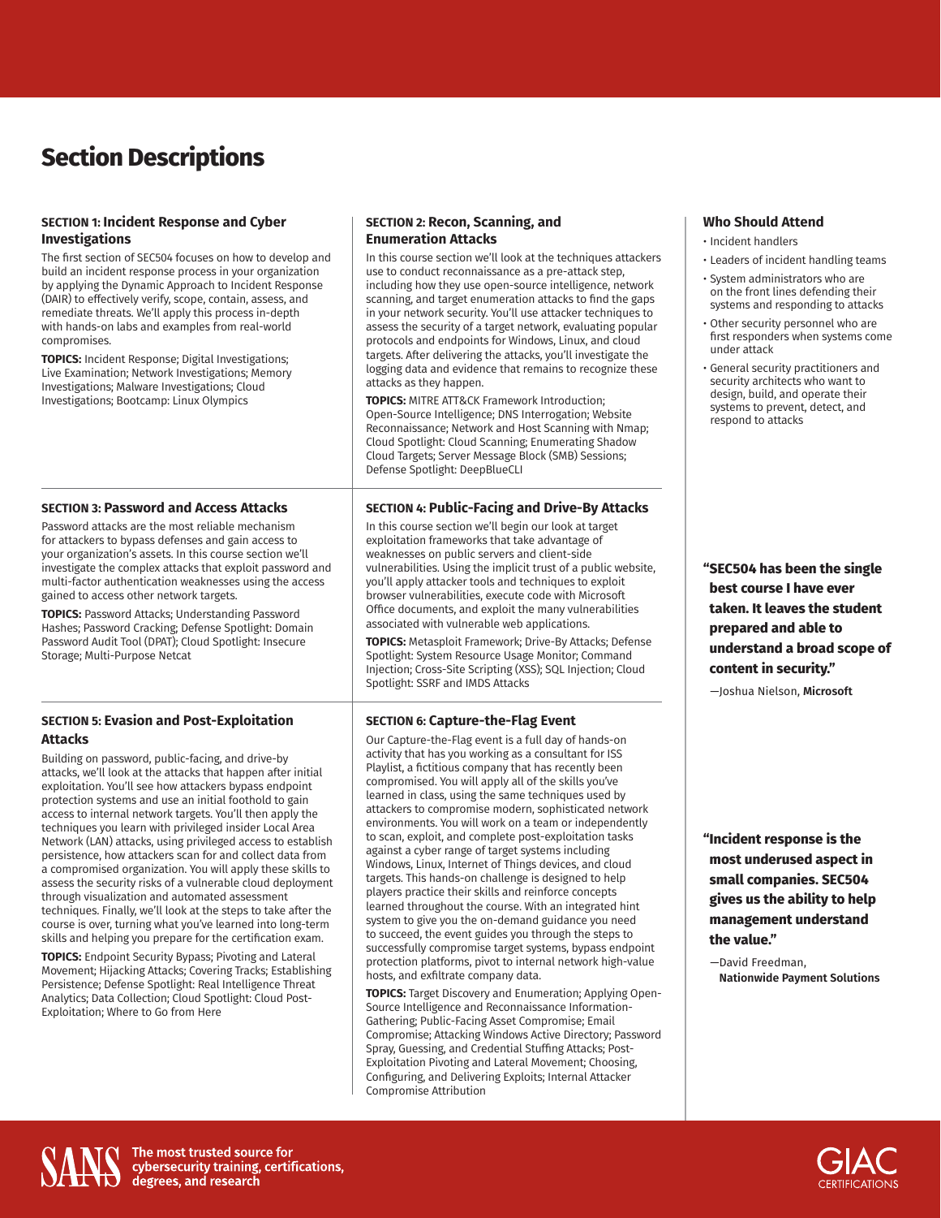# Section Descriptions

### SECTION 1: Incident Response and Cyber Investigations

The first section of SEC504 focuses on how to develop and build an incident response process in your organization by applying the Dynamic Approach to Incident Response (DAIR) to effectively verify, scope, contain, assess, and remediate threats. We'll apply this process in-depth with hands-on labs and examples from real-world compromises.

**TOPICS:** Incident Response; Digital Investigations; Live Examination; Network Investigations; Memory Investigations; Malware Investigations; Cloud Investigations; Bootcamp: Linux Olympics

### SECTION 2: Recon, Scanning, and Enumeration Attacks

In this course section we'll look at the techniques attackers use to conduct reconnaissance as a pre-attack step, including how they use open-source intelligence, network scanning, and target enumeration attacks to find the gaps in your network security. You'll use attacker techniques to assess the security of a target network, evaluating popular protocols and endpoints for Windows, Linux, and cloud targets. After delivering the attacks, you'll investigate the logging data and evidence that remains to recognize these attacks as they happen.

**TOPICS:** MITRE ATT&CK Framework Introduction; Open-Source Intelligence; DNS Interrogation; Website Reconnaissance; Network and Host Scanning with Nmap; Cloud Spotlight: Cloud Scanning; Enumerating Shadow Cloud Targets; Server Message Block (SMB) Sessions; Defense Spotlight: DeepBlueCLI

### SECTION 3: Password and Access Attacks

Password attacks are the most reliable mechanism for attackers to bypass defenses and gain access to your organization's assets. In this course section we'll investigate the complex attacks that exploit password and multi-factor authentication weaknesses using the access gained to access other network targets.

**TOPICS:** Password Attacks; Understanding Password Hashes; Password Cracking; Defense Spotlight: Domain Password Audit Tool (DPAT); Cloud Spotlight: Insecure Storage; Multi-Purpose Netcat

### SECTION 4: Public-Facing and Drive-By Attacks

In this course section we'll begin our look at target exploitation frameworks that take advantage of weaknesses on public servers and client-side vulnerabilities. Using the implicit trust of a public website, you'll apply attacker tools and techniques to exploit browser vulnerabilities, execute code with Microsoft Office documents, and exploit the many vulnerabilities associated with vulnerable web applications.

**TOPICS:** Metasploit Framework; Drive-By Attacks; Defense Spotlight: System Resource Usage Monitor; Command Injection; Cross-Site Scripting (XSS); SQL Injection; Cloud Spotlight: SSRF and IMDS Attacks

### SECTION 5: Evasion and Post-Exploitation Attacks

Building on password, public-facing, and drive-by attacks, we'll look at the attacks that happen after initial exploitation. You'll see how attackers bypass endpoint protection systems and use an initial foothold to gain access to internal network targets. You'll then apply the techniques you learn with privileged insider Local Area Network (LAN) attacks, using privileged access to establish persistence, how attackers scan for and collect data from a compromised organization. You will apply these skills to assess the security risks of a vulnerable cloud deployment through visualization and automated assessment techniques. Finally, we'll look at the steps to take after the course is over, turning what you've learned into long-term skills and helping you prepare for the certification exam.

**TOPICS:** Endpoint Security Bypass; Pivoting and Lateral Movement; Hijacking Attacks; Covering Tracks; Establishing Persistence; Defense Spotlight: Real Intelligence Threat Analytics; Data Collection; Cloud Spotlight: Cloud Post-Exploitation; Where to Go from Here

### SECTION 6: Capture-the-Flag Event

Our Capture-the-Flag event is a full day of hands-on activity that has you working as a consultant for ISS Playlist, a fictitious company that has recently been compromised. You will apply all of the skills you've learned in class, using the same techniques used by attackers to compromise modern, sophisticated network environments. You will work on a team or independently to scan, exploit, and complete post-exploitation tasks against a cyber range of target systems including Windows, Linux, Internet of Things devices, and cloud targets. This hands-on challenge is designed to help players practice their skills and reinforce concepts learned throughout the course. With an integrated hint system to give you the on-demand guidance you need to succeed, the event guides you through the steps to successfully compromise target systems, bypass endpoint protection platforms, pivot to internal network high-value hosts, and exfiltrate company data.

**TOPICS:** Target Discovery and Enumeration; Applying Open-Source Intelligence and Reconnaissance Information-Gathering; Public-Facing Asset Compromise; Email Compromise; Attacking Windows Active Directory; Password Spray, Guessing, and Credential Stuffing Attacks; Post-Exploitation Pivoting and Lateral Movement; Choosing, Configuring, and Delivering Exploits; Internal Attacker Compromise Attribution

### Who Should Attend

- Incident handlers
- Leaders of incident handling teams
- System administrators who are on the front lines defending their systems and responding to attacks
- Other security personnel who are first responders when systems come under attack
- General security practitioners and security architects who want to design, build, and operate their systems to prevent, detect, and respond to attacks

**"SEC504 has been the single best course I have ever taken. It leaves the student prepared and able to understand a broad scope of content in security."**

—Joshua Nielson, **Microsoft**

**"Incident response is the most underused aspect in small companies. SEC504 gives us the ability to help management understand the value."**

—David Freedman, **Nationwide Payment Solutions**

SANS — The most trusted source for cybersecurity training, certifications, degrees, and research

GIAC CERTIFICATIONS